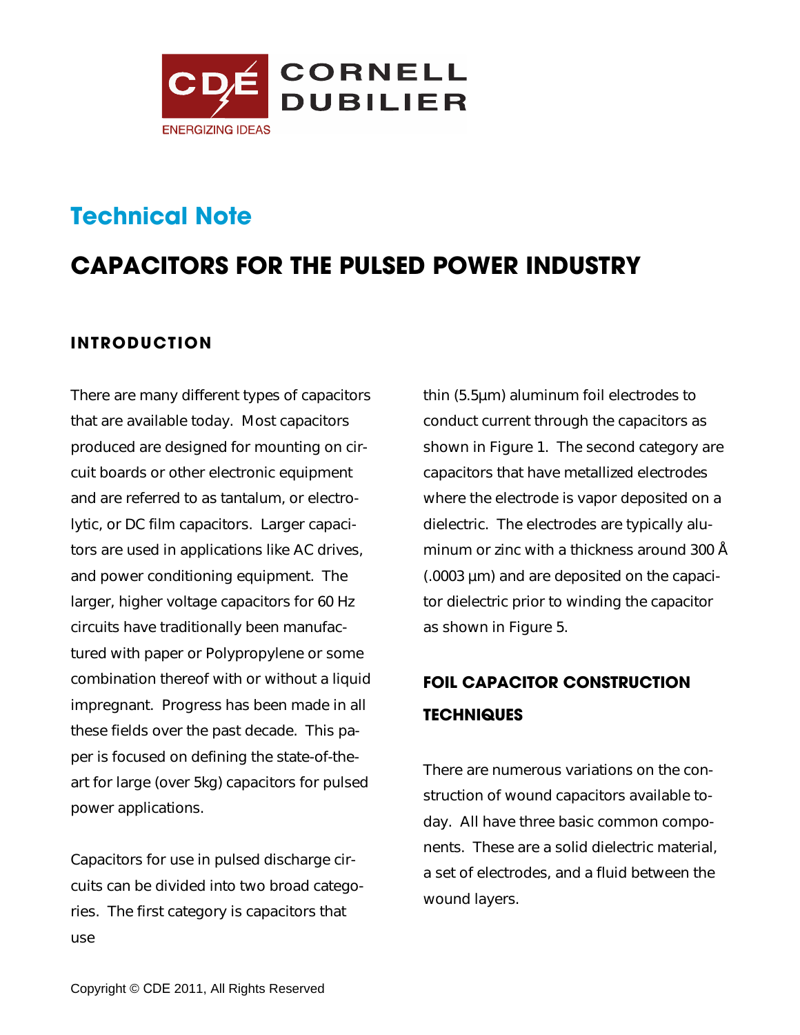CORNELL DUBILIER

CDÉ

ENERGIZING IDEAS

## Technical Note

# CAPACITORS FOR THE PULSED POWER INDUSTRY

## INTRODUCTION

There are many different types of capacitors that are available today. Most capacitors produced are designed for mounting on circuit boards or other electronic equipment and are referred to as tantalum, or electrolytic, or DC film capacitors. Larger capacitors are used in applications like AC drives, and power conditioning equipment. The larger, higher voltage capacitors for 60 Hz circuits have traditionally been manufactured with paper or Polypropylene or some combination thereof with or without a liquid impregnant. Progress has been made in all these fields over the past decade. This paper is focused on defining the state-of-the-art for large (over 5kg) capacitors for pulsed power applications.

Capacitors for use in pulsed discharge circuits can be divided into two broad categories. The first category is capacitors that use thin (5.5μm) aluminum foil electrodes to conduct current through the capacitors as shown in Figure 1. The second category are capacitors that have metallized electrodes where the electrode is vapor deposited on a dielectric. The electrodes are typically aluminum or zinc with a thickness around 300 Å (.0003 μm) and are deposited on the capacitor dielectric prior to winding the capacitor as shown in Figure 5.

## FOIL CAPACITOR CONSTRUCTION TECHNIQUES

There are numerous variations on the construction of wound capacitors available today. All have three basic common components. These are a solid dielectric material, a set of electrodes, and a fluid between the wound layers.

Copyright © CDE 2011, All Rights Reserved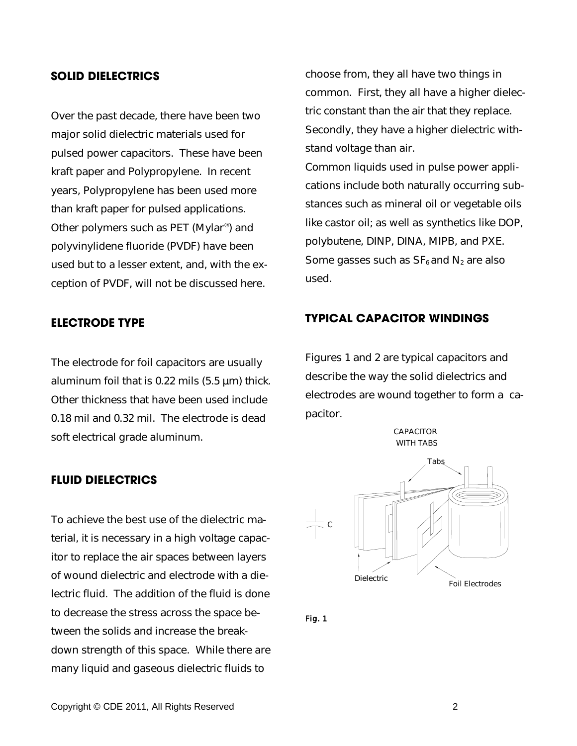## SOLID DIELECTRICS

Over the past decade, there have been two major solid dielectric materials used for pulsed power capacitors. These have been kraft paper and Polypropylene. In recent years, Polypropylene has been used more than kraft paper for pulsed applications. Other polymers such as PET (Mylar®) and polyvinylidene fluoride (PVDF) have been used but to a lesser extent, and, with the exception of PVDF, will not be discussed here.

## ELECTRODE TYPE

The electrode for foil capacitors are usually aluminum foil that is 0.22 mils (5.5 µm) thick. Other thickness that have been used include 0.18 mil and 0.32 mil. The electrode is dead soft electrical grade aluminum.

## FLUID DIELECTRICS

To achieve the best use of the dielectric material, it is necessary in a high voltage capacitor to replace the air spaces between layers of wound dielectric and electrode with a dielectric fluid. The addition of the fluid is done to decrease the stress across the space between the solids and increase the breakdown strength of this space. While there are many liquid and gaseous dielectric fluids to choose from, they all have two things in common. First, they all have a higher dielectric constant than the air that they replace. Secondly, they have a higher dielectric withstand voltage than air.

Common liquids used in pulse power applications include both naturally occurring substances such as mineral oil or vegetable oils like castor oil; as well as synthetics like DOP, polybutene, DINP, DINA, MIPB, and PXE. Some gasses such as $SF_6$ and $N_2$ are also used.

## TYPICAL CAPACITOR WINDINGS

Figures 1 and 2 are typical capacitors and describe the way the solid dielectrics and electrodes are wound together to form a capacitor.

CAPACITOR WITH TABS

Tabs

C

Dielectric

Foil Electrodes

Fig. 1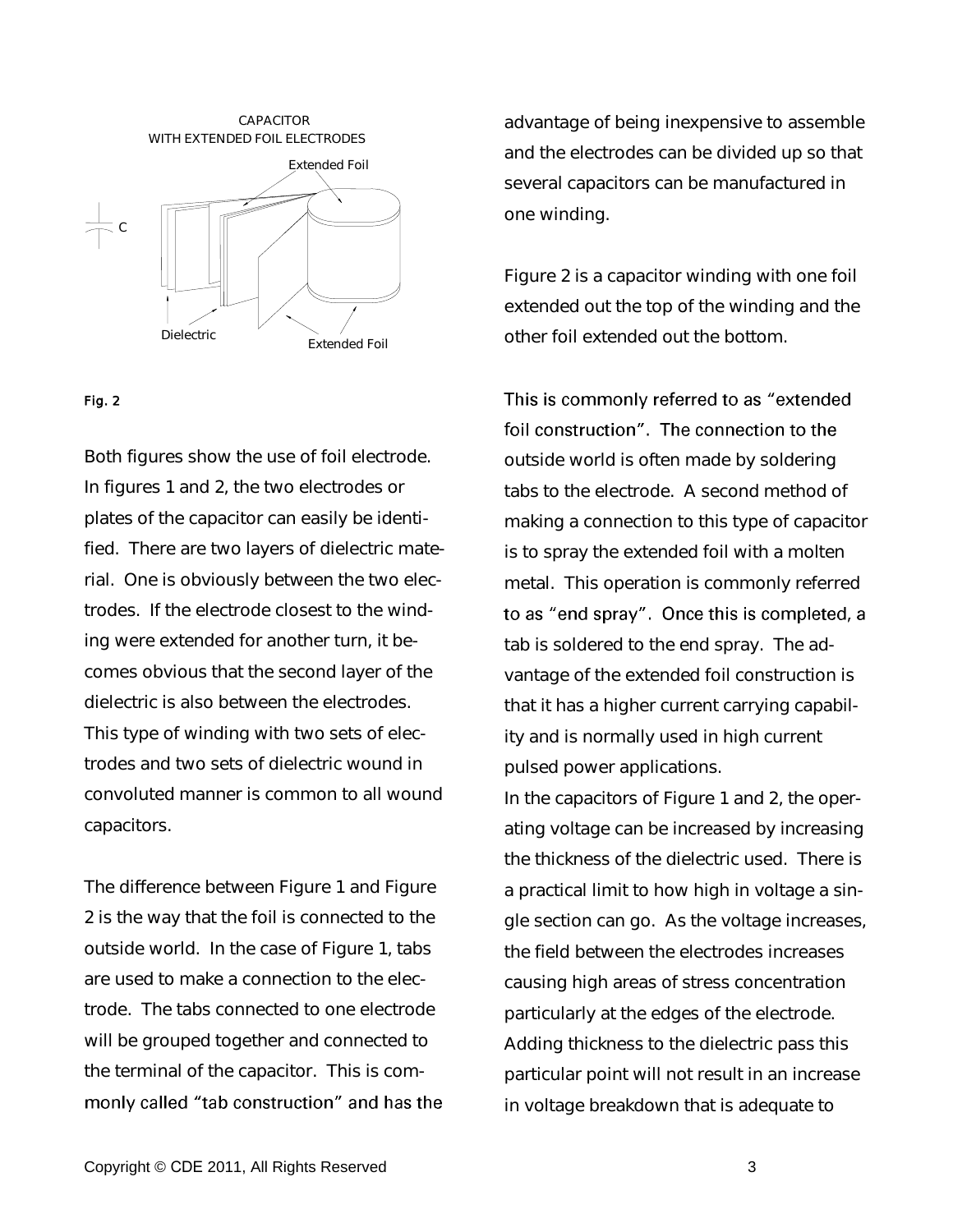CAPACITOR
WITH EXTENDED FOIL ELECTRODES

Extended Foil

C

Dielectric

Extended Foil

**Fig. 2**

Both figures show the use of foil electrode. In figures 1 and 2, the two electrodes or plates of the capacitor can easily be identified. There are two layers of dielectric material. One is obviously between the two electrodes. If the electrode closest to the winding were extended for another turn, it becomes obvious that the second layer of the dielectric is also between the electrodes. This type of winding with two sets of electrodes and two sets of dielectric wound in convoluted manner is common to all wound capacitors.

The difference between Figure 1 and Figure 2 is the way that the foil is connected to the outside world. In the case of Figure 1, tabs are used to make a connection to the electrode. The tabs connected to one electrode will be grouped together and connected to the terminal of the capacitor. This is commonly called "tab construction" and has the advantage of being inexpensive to assemble and the electrodes can be divided up so that several capacitors can be manufactured in one winding.

Figure 2 is a capacitor winding with one foil extended out the top of the winding and the other foil extended out the bottom.

This is commonly referred to as "extended foil construction". The connection to the outside world is often made by soldering tabs to the electrode. A second method of making a connection to this type of capacitor is to spray the extended foil with a molten metal. This operation is commonly referred to as "end spray". Once this is completed, a tab is soldered to the end spray. The advantage of the extended foil construction is that it has a higher current carrying capability and is normally used in high current pulsed power applications.

In the capacitors of Figure 1 and 2, the operating voltage can be increased by increasing the thickness of the dielectric used. There is a practical limit to how high in voltage a single section can go. As the voltage increases, the field between the electrodes increases causing high areas of stress concentration particularly at the edges of the electrode. Adding thickness to the dielectric pass this particular point will not result in an increase in voltage breakdown that is adequate to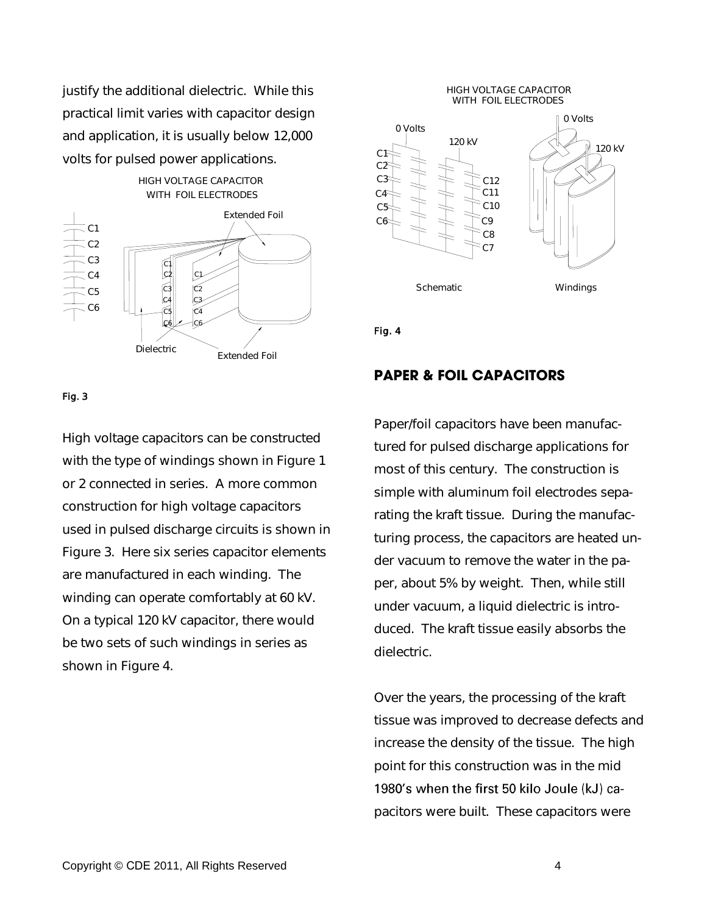justify the additional dielectric. While this practical limit varies with capacitor design and application, it is usually below 12,000 volts for pulsed power applications.

Fig. 3

High voltage capacitors can be constructed with the type of windings shown in Figure 1 or 2 connected in series. A more common construction for high voltage capacitors used in pulsed discharge circuits is shown in Figure 3. Here six series capacitor elements are manufactured in each winding. The winding can operate comfortably at 60 kV. On a typical 120 kV capacitor, there would be two sets of such windings in series as shown in Figure 4.

Fig. 4

## PAPER & FOIL CAPACITORS

Paper/foil capacitors have been manufactured for pulsed discharge applications for most of this century. The construction is simple with aluminum foil electrodes separating the kraft tissue. During the manufacturing process, the capacitors are heated under vacuum to remove the water in the paper, about 5% by weight. Then, while still under vacuum, a liquid dielectric is introduced. The kraft tissue easily absorbs the dielectric.

Over the years, the processing of the kraft tissue was improved to decrease defects and increase the density of the tissue. The high point for this construction was in the mid 1980's when the first 50 kilo Joule (kJ) capacitors were built. These capacitors were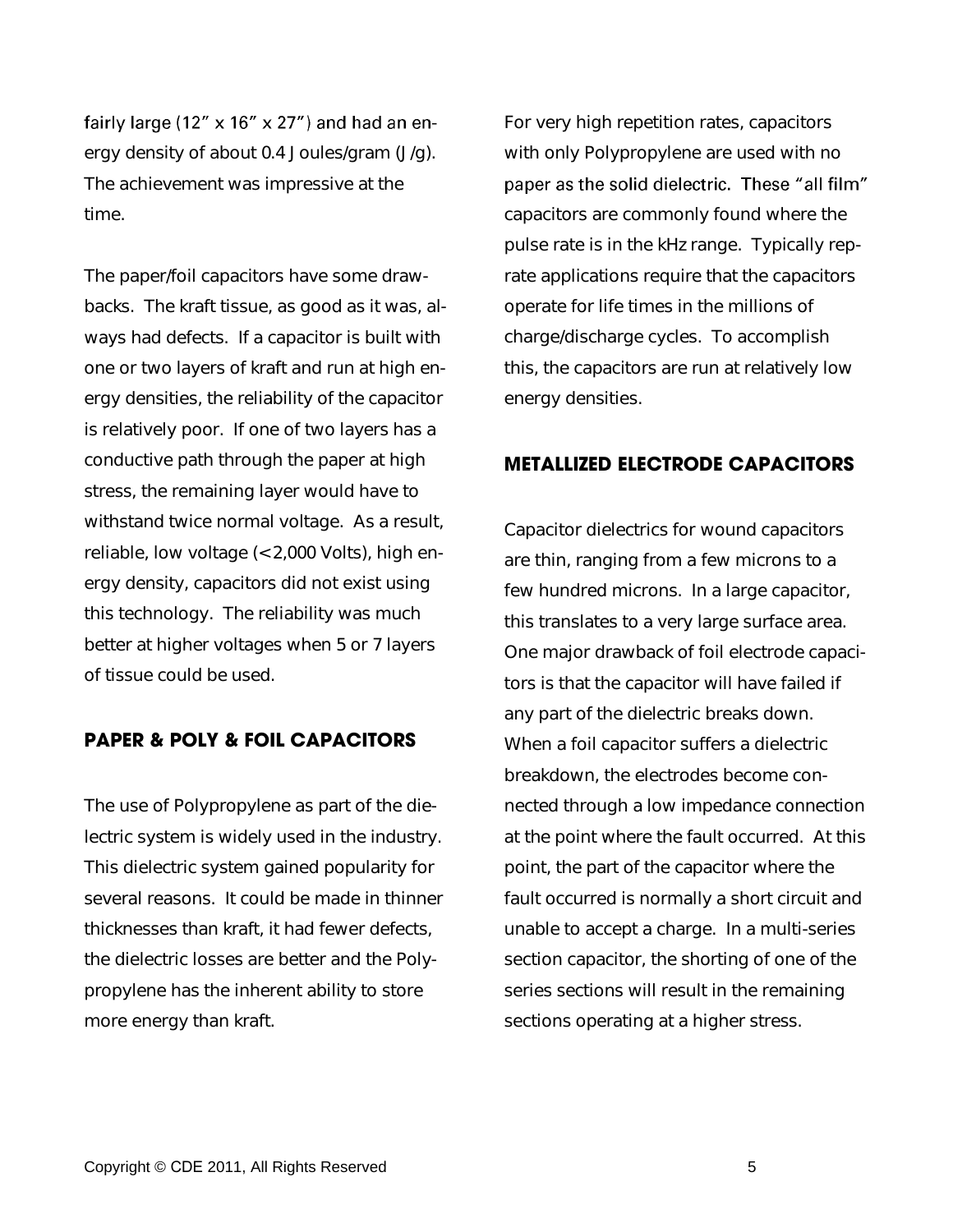fairly large (12" x 16" x 27") and had an energy density of about 0.4 Joules/gram (J/g). The achievement was impressive at the time.

The paper/foil capacitors have some drawbacks. The kraft tissue, as good as it was, always had defects. If a capacitor is built with one or two layers of kraft and run at high energy densities, the reliability of the capacitor is relatively poor. If one of two layers has a conductive path through the paper at high stress, the remaining layer would have to withstand twice normal voltage. As a result, reliable, low voltage (<2,000 Volts), high energy density, capacitors did not exist using this technology. The reliability was much better at higher voltages when 5 or 7 layers of tissue could be used.

## PAPER & POLY & FOIL CAPACITORS

The use of Polypropylene as part of the dielectric system is widely used in the industry. This dielectric system gained popularity for several reasons. It could be made in thinner thicknesses than kraft, it had fewer defects, the dielectric losses are better and the Polypropylene has the inherent ability to store more energy than kraft.

For very high repetition rates, capacitors with only Polypropylene are used with no paper as the solid dielectric. These "all film" capacitors are commonly found where the pulse rate is in the kHz range. Typically reprate applications require that the capacitors operate for life times in the millions of charge/discharge cycles. To accomplish this, the capacitors are run at relatively low energy densities.

## METALLIZED ELECTRODE CAPACITORS

Capacitor dielectrics for wound capacitors are thin, ranging from a few microns to a few hundred microns. In a large capacitor, this translates to a very large surface area. One major drawback of foil electrode capacitors is that the capacitor will have failed if any part of the dielectric breaks down. When a foil capacitor suffers a dielectric breakdown, the electrodes become connected through a low impedance connection at the point where the fault occurred. At this point, the part of the capacitor where the fault occurred is normally a short circuit and unable to accept a charge. In a multi-series section capacitor, the shorting of one of the series sections will result in the remaining sections operating at a higher stress.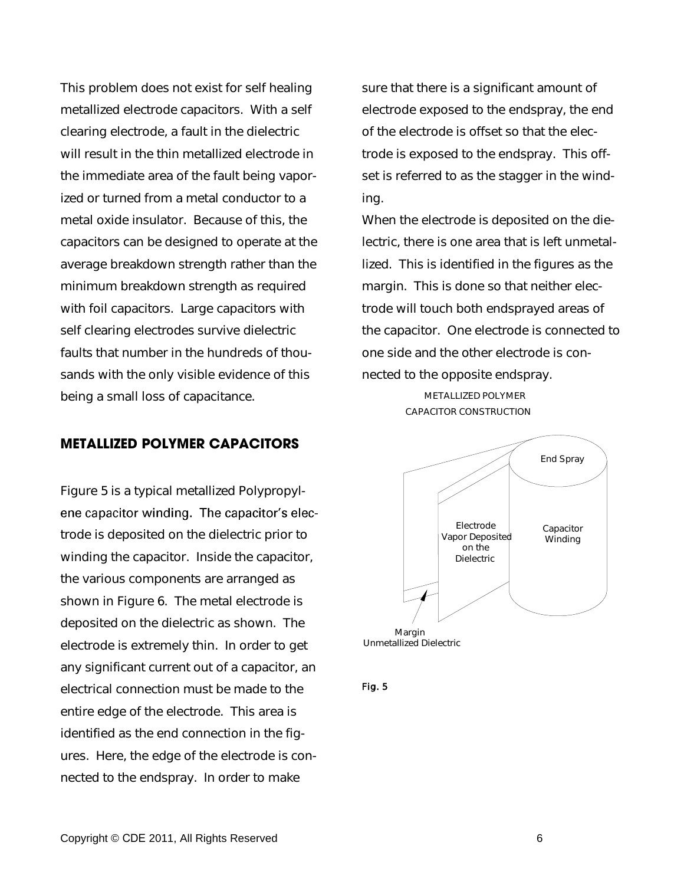This problem does not exist for self healing metallized electrode capacitors. With a self clearing electrode, a fault in the dielectric will result in the thin metallized electrode in the immediate area of the fault being vaporized or turned from a metal conductor to a metal oxide insulator. Because of this, the capacitors can be designed to operate at the average breakdown strength rather than the minimum breakdown strength as required with foil capacitors. Large capacitors with self clearing electrodes survive dielectric faults that number in the hundreds of thousands with the only visible evidence of this being a small loss of capacitance.

## METALLIZED POLYMER CAPACITORS

Figure 5 is a typical metallized Polypropylene capacitor winding. The capacitor's electrode is deposited on the dielectric prior to winding the capacitor. Inside the capacitor, the various components are arranged as shown in Figure 6. The metal electrode is deposited on the dielectric as shown. The electrode is extremely thin. In order to get any significant current out of a capacitor, an electrical connection must be made to the entire edge of the electrode. This area is identified as the end connection in the figures. Here, the edge of the electrode is connected to the endspray. In order to make sure that there is a significant amount of electrode exposed to the endspray, the end of the electrode is offset so that the electrode is exposed to the endspray. This offset is referred to as the stagger in the winding.

When the electrode is deposited on the dielectric, there is one area that is left unmetallized. This is identified in the figures as the margin. This is done so that neither electrode will touch both endsprayed areas of the capacitor. One electrode is connected to one side and the other electrode is connected to the opposite endspray.

METALLIZED POLYMER CAPACITOR CONSTRUCTION

End Spray

Electrode Vapor Deposited on the Dielectric

Capacitor Winding

Margin Unmetallized Dielectric

Fig. 5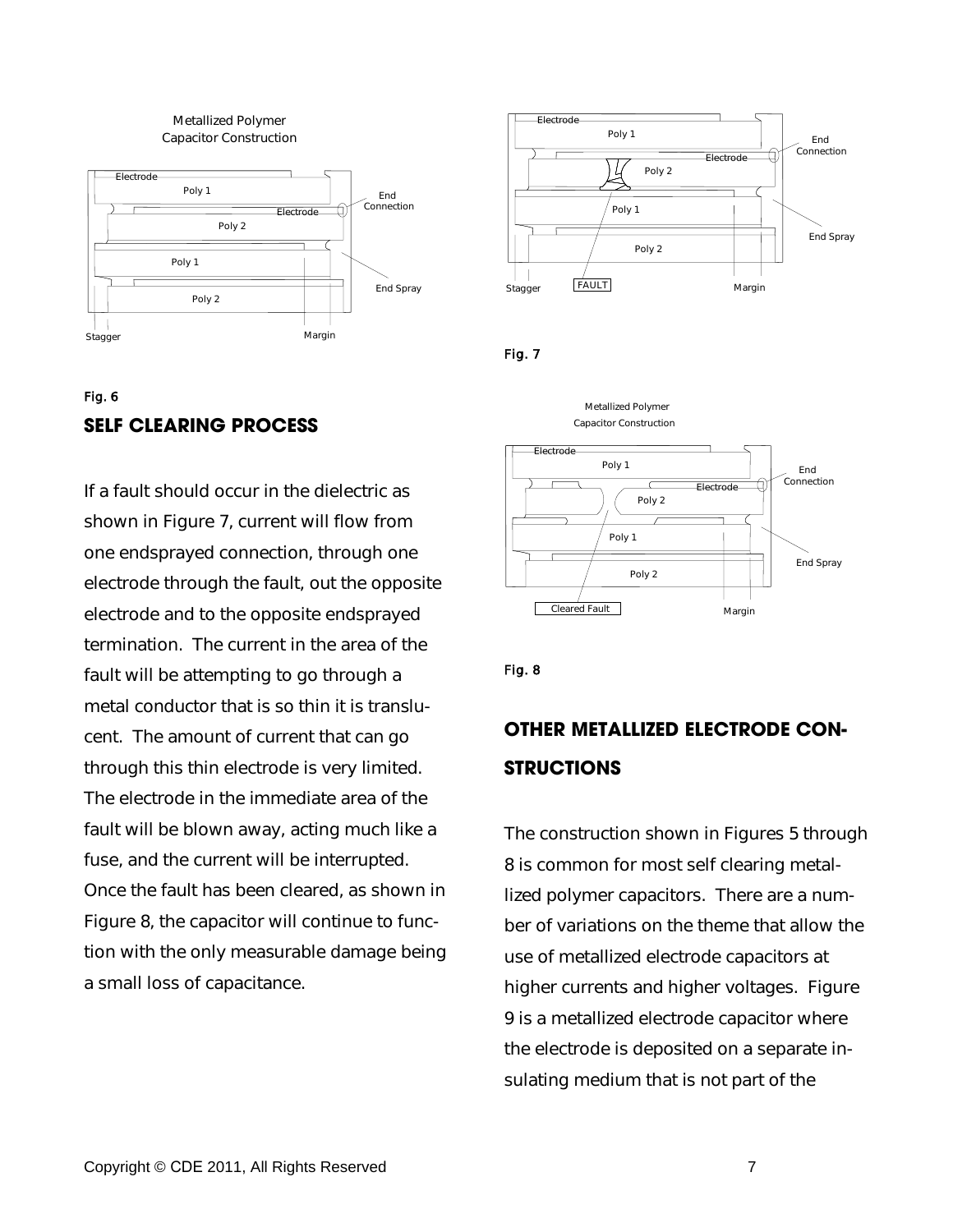Fig. 6

## SELF CLEARING PROCESS

If a fault should occur in the dielectric as shown in Figure 7, current will flow from one endsprayed connection, through one electrode through the fault, out the opposite electrode and to the opposite endsprayed termination. The current in the area of the fault will be attempting to go through a metal conductor that is so thin it is translucent. The amount of current that can go through this thin electrode is very limited. The electrode in the immediate area of the fault will be blown away, acting much like a fuse, and the current will be interrupted. Once the fault has been cleared, as shown in Figure 8, the capacitor will continue to function with the only measurable damage being a small loss of capacitance.

Fig. 7

Fig. 8

## OTHER METALLIZED ELECTRODE CONSTRUCTIONS

The construction shown in Figures 5 through 8 is common for most self clearing metallized polymer capacitors. There are a number of variations on the theme that allow the use of metallized electrode capacitors at higher currents and higher voltages. Figure 9 is a metallized electrode capacitor where the electrode is deposited on a separate insulating medium that is not part of the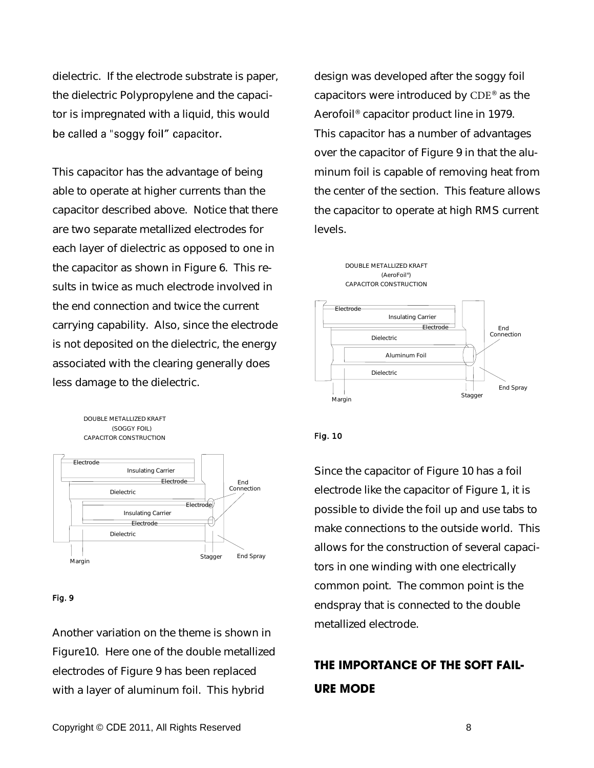dielectric. If the electrode substrate is paper, the dielectric Polypropylene and the capacitor is impregnated with a liquid, this would be called a "soggy foil" capacitor.

This capacitor has the advantage of being able to operate at higher currents than the capacitor described above. Notice that there are two separate metallized electrodes for each layer of dielectric as opposed to one in the capacitor as shown in Figure 6. This results in twice as much electrode involved in the end connection and twice the current carrying capability. Also, since the electrode is not deposited on the dielectric, the energy associated with the clearing generally does less damage to the dielectric.

DOUBLE METALLIZED KRAFT (SOGGY FOIL) CAPACITOR CONSTRUCTION

Electrode, Insulating Carrier, Electrode, Dielectric, Electrode, Insulating Carrier, Electrode, Dielectric, End Connection, Margin, Stagger, End Spray

Fig. 9

Another variation on the theme is shown in Figure10. Here one of the double metallized electrodes of Figure 9 has been replaced with a layer of aluminum foil. This hybrid design was developed after the soggy foil capacitors were introduced by CDE® as the Aerofoil® capacitor product line in 1979. This capacitor has a number of advantages over the capacitor of Figure 9 in that the aluminum foil is capable of removing heat from the center of the section. This feature allows the capacitor to operate at high RMS current levels.

DOUBLE METALLIZED KRAFT (AeroFoil®) CAPACITOR CONSTRUCTION

Electrode, Insulating Carrier, Electrode, Dielectric, Aluminum Foil, Dielectric, End Connection, Margin, Stagger, End Spray

Fig. 10

Since the capacitor of Figure 10 has a foil electrode like the capacitor of Figure 1, it is possible to divide the foil up and use tabs to make connections to the outside world. This allows for the construction of several capacitors in one winding with one electrically common point. The common point is the endspray that is connected to the double metallized electrode.

## THE IMPORTANCE OF THE SOFT FAILURE MODE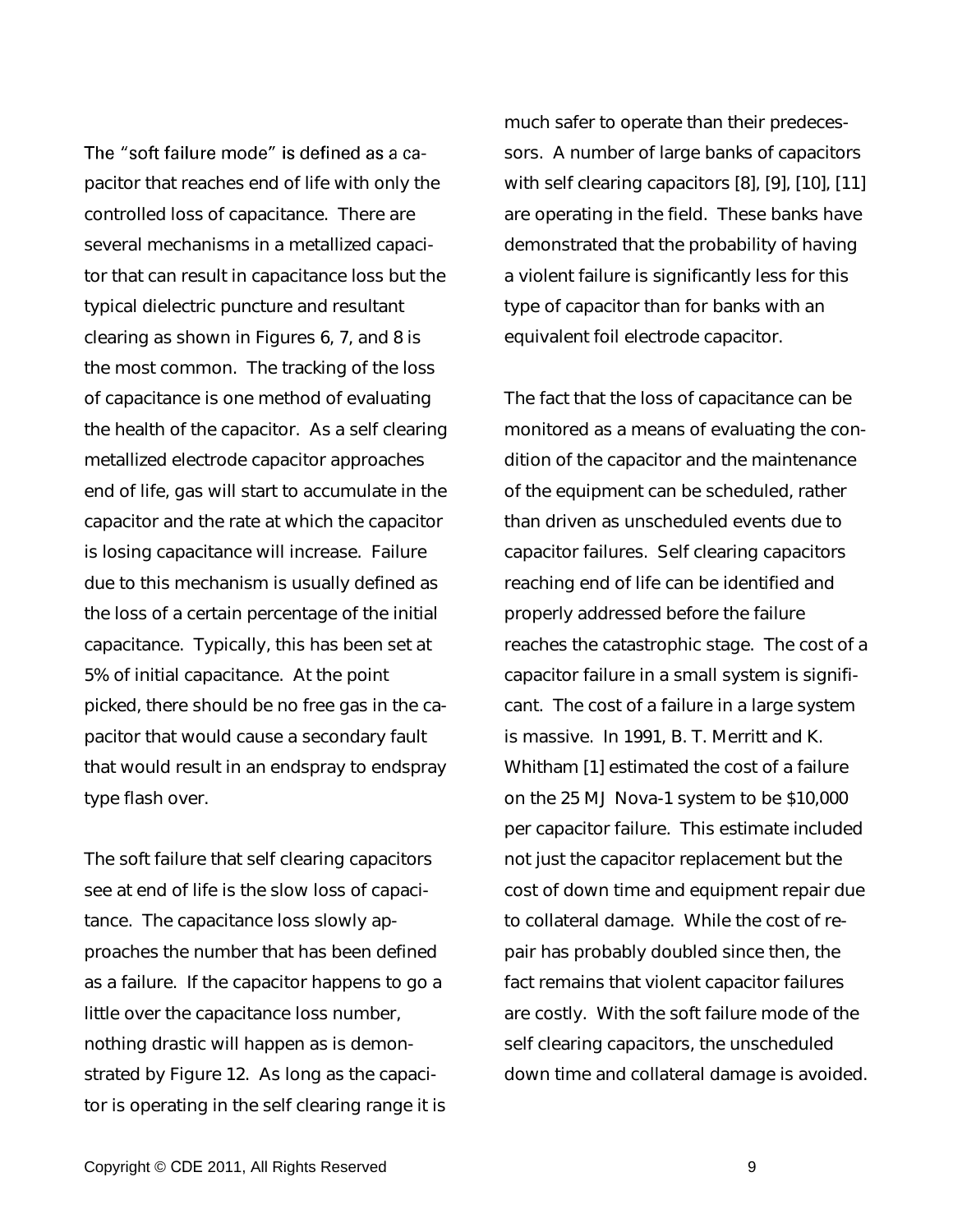The "soft failure mode" is defined as a capacitor that reaches end of life with only the controlled loss of capacitance. There are several mechanisms in a metallized capacitor that can result in capacitance loss but the typical dielectric puncture and resultant clearing as shown in Figures 6, 7, and 8 is the most common. The tracking of the loss of capacitance is one method of evaluating the health of the capacitor. As a self clearing metallized electrode capacitor approaches end of life, gas will start to accumulate in the capacitor and the rate at which the capacitor is losing capacitance will increase. Failure due to this mechanism is usually defined as the loss of a certain percentage of the initial capacitance. Typically, this has been set at 5% of initial capacitance. At the point picked, there should be no free gas in the capacitor that would cause a secondary fault that would result in an endspray to endspray type flash over.

The soft failure that self clearing capacitors see at end of life is the slow loss of capacitance. The capacitance loss slowly approaches the number that has been defined as a failure. If the capacitor happens to go a little over the capacitance loss number, nothing drastic will happen as is demonstrated by Figure 12. As long as the capacitor is operating in the self clearing range it is much safer to operate than their predecessors. A number of large banks of capacitors with self clearing capacitors [8], [9], [10], [11] are operating in the field. These banks have demonstrated that the probability of having a violent failure is significantly less for this type of capacitor than for banks with an equivalent foil electrode capacitor.

The fact that the loss of capacitance can be monitored as a means of evaluating the condition of the capacitor and the maintenance of the equipment can be scheduled, rather than driven as unscheduled events due to capacitor failures. Self clearing capacitors reaching end of life can be identified and properly addressed before the failure reaches the catastrophic stage. The cost of a capacitor failure in a small system is significant. The cost of a failure in a large system is massive. In 1991, B. T. Merritt and K. Whitham [1] estimated the cost of a failure on the 25 MJ Nova-1 system to be $10,000 per capacitor failure. This estimate included not just the capacitor replacement but the cost of down time and equipment repair due to collateral damage. While the cost of repair has probably doubled since then, the fact remains that violent capacitor failures are costly. With the soft failure mode of the self clearing capacitors, the unscheduled down time and collateral damage is avoided.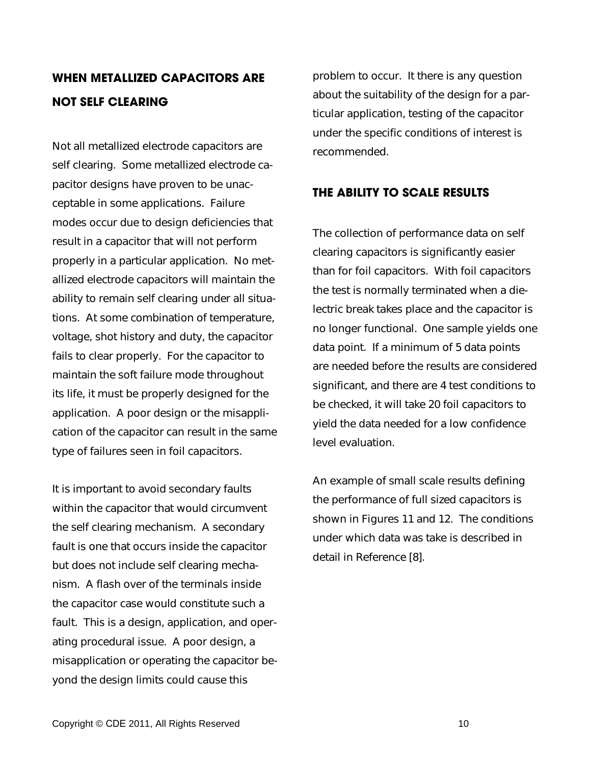## WHEN METALLIZED CAPACITORS ARE NOT SELF CLEARING

Not all metallized electrode capacitors are self clearing. Some metallized electrode capacitor designs have proven to be unacceptable in some applications. Failure modes occur due to design deficiencies that result in a capacitor that will not perform properly in a particular application. No metallized electrode capacitors will maintain the ability to remain self clearing under all situations. At some combination of temperature, voltage, shot history and duty, the capacitor fails to clear properly. For the capacitor to maintain the soft failure mode throughout its life, it must be properly designed for the application. A poor design or the misapplication of the capacitor can result in the same type of failures seen in foil capacitors.

It is important to avoid secondary faults within the capacitor that would circumvent the self clearing mechanism. A secondary fault is one that occurs inside the capacitor but does not include self clearing mechanism. A flash over of the terminals inside the capacitor case would constitute such a fault. This is a design, application, and operating procedural issue. A poor design, a misapplication or operating the capacitor beyond the design limits could cause this problem to occur. It there is any question about the suitability of the design for a particular application, testing of the capacitor under the specific conditions of interest is recommended.

## THE ABILITY TO SCALE RESULTS

The collection of performance data on self clearing capacitors is significantly easier than for foil capacitors. With foil capacitors the test is normally terminated when a dielectric break takes place and the capacitor is no longer functional. One sample yields one data point. If a minimum of 5 data points are needed before the results are considered significant, and there are 4 test conditions to be checked, it will take 20 foil capacitors to yield the data needed for a low confidence level evaluation.

An example of small scale results defining the performance of full sized capacitors is shown in Figures 11 and 12. The conditions under which data was take is described in detail in Reference [8].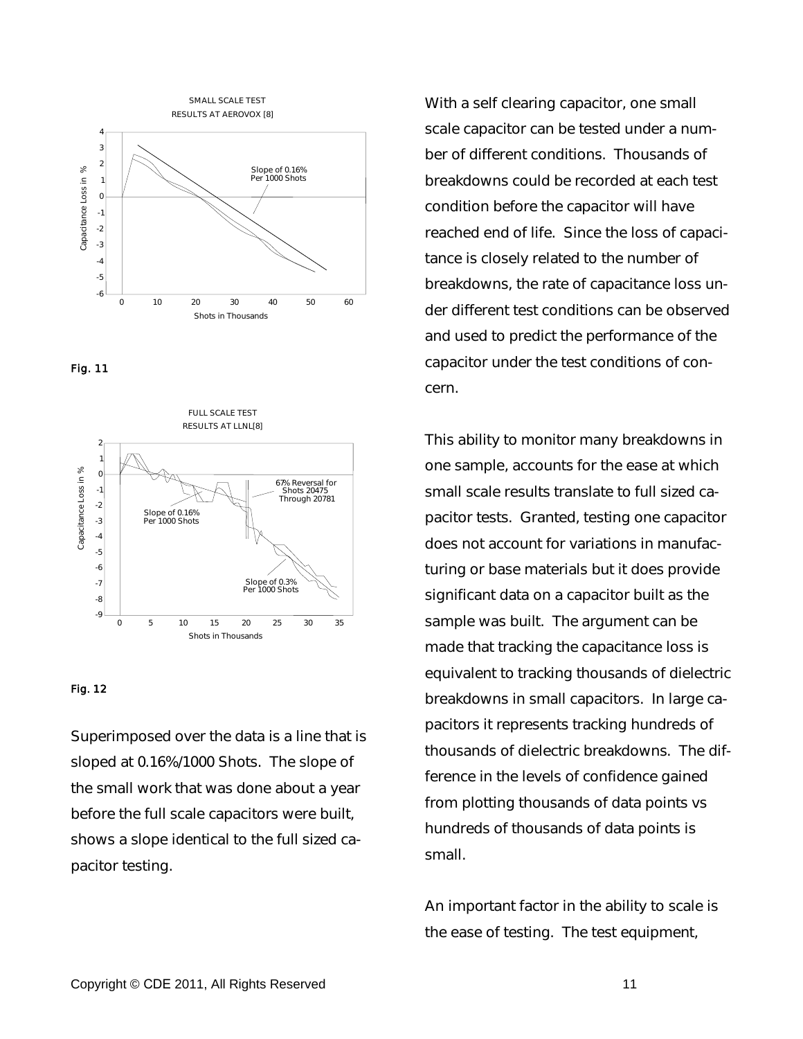Fig. 11

Fig. 12

Superimposed over the data is a line that is sloped at 0.16%/1000 Shots. The slope of the small work that was done about a year before the full scale capacitors were built, shows a slope identical to the full sized capacitor testing.

With a self clearing capacitor, one small scale capacitor can be tested under a number of different conditions. Thousands of breakdowns could be recorded at each test condition before the capacitor will have reached end of life. Since the loss of capacitance is closely related to the number of breakdowns, the rate of capacitance loss under different test conditions can be observed and used to predict the performance of the capacitor under the test conditions of concern.

This ability to monitor many breakdowns in one sample, accounts for the ease at which small scale results translate to full sized capacitor tests. Granted, testing one capacitor does not account for variations in manufacturing or base materials but it does provide significant data on a capacitor built as the sample was built. The argument can be made that tracking the capacitance loss is equivalent to tracking thousands of dielectric breakdowns in small capacitors. In large capacitors it represents tracking hundreds of thousands of dielectric breakdowns. The difference in the levels of confidence gained from plotting thousands of data points vs hundreds of thousands of data points is small.

An important factor in the ability to scale is the ease of testing. The test equipment,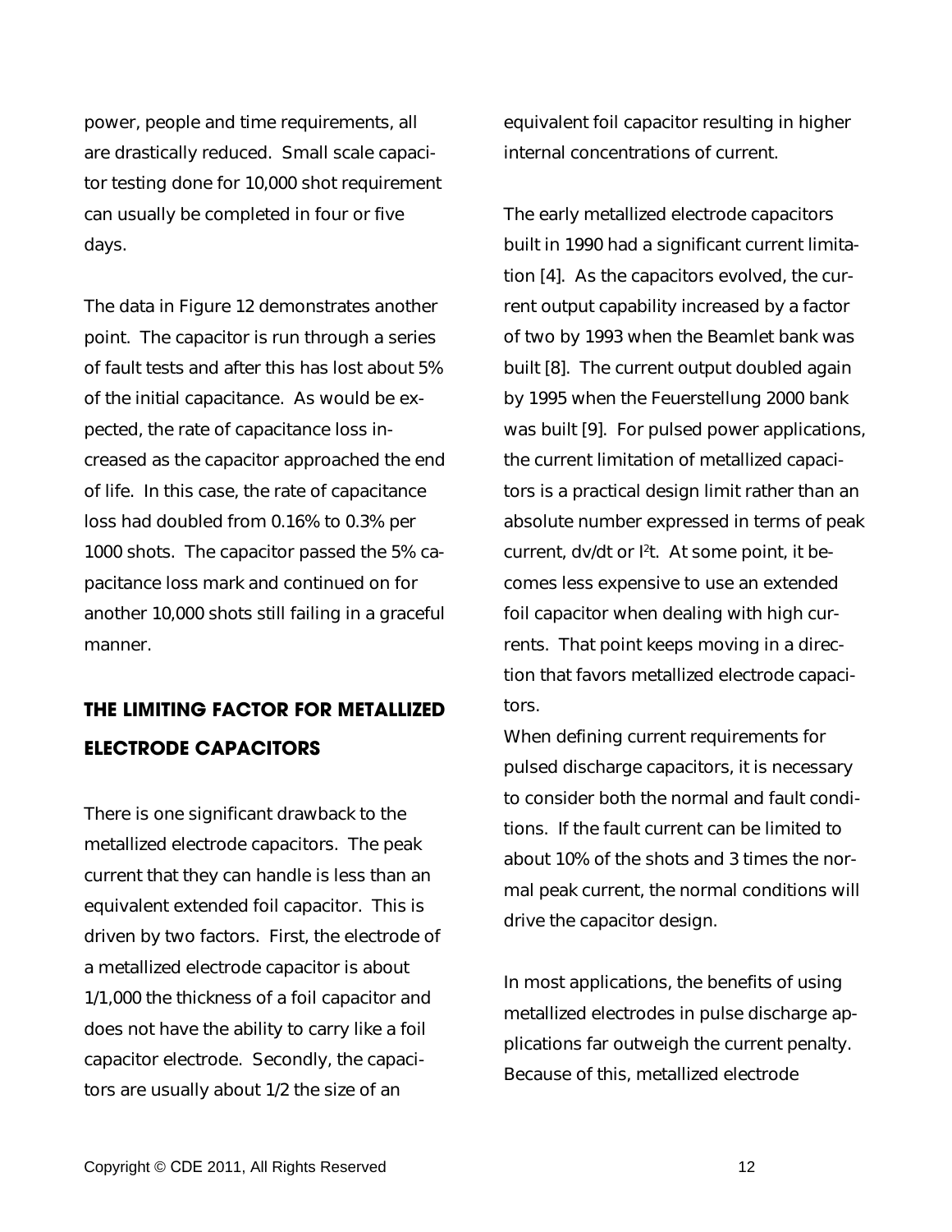power, people and time requirements, all are drastically reduced. Small scale capacitor testing done for 10,000 shot requirement can usually be completed in four or five days.

The data in Figure 12 demonstrates another point. The capacitor is run through a series of fault tests and after this has lost about 5% of the initial capacitance. As would be expected, the rate of capacitance loss increased as the capacitor approached the end of life. In this case, the rate of capacitance loss had doubled from 0.16% to 0.3% per 1000 shots. The capacitor passed the 5% capacitance loss mark and continued on for another 10,000 shots still failing in a graceful manner.

## THE LIMITING FACTOR FOR METALLIZED ELECTRODE CAPACITORS

There is one significant drawback to the metallized electrode capacitors. The peak current that they can handle is less than an equivalent extended foil capacitor. This is driven by two factors. First, the electrode of a metallized electrode capacitor is about 1/1,000 the thickness of a foil capacitor and does not have the ability to carry like a foil capacitor electrode. Secondly, the capacitors are usually about 1/2 the size of an equivalent foil capacitor resulting in higher internal concentrations of current.

The early metallized electrode capacitors built in 1990 had a significant current limitation [4]. As the capacitors evolved, the current output capability increased by a factor of two by 1993 when the Beamlet bank was built [8]. The current output doubled again by 1995 when the Feuerstellung 2000 bank was built [9]. For pulsed power applications, the current limitation of metallized capacitors is a practical design limit rather than an absolute number expressed in terms of peak current, dv/dt or $I^2t$. At some point, it becomes less expensive to use an extended foil capacitor when dealing with high currents. That point keeps moving in a direction that favors metallized electrode capacitors.

When defining current requirements for pulsed discharge capacitors, it is necessary to consider both the normal and fault conditions. If the fault current can be limited to about 10% of the shots and 3 times the normal peak current, the normal conditions will drive the capacitor design.

In most applications, the benefits of using metallized electrodes in pulse discharge applications far outweigh the current penalty. Because of this, metallized electrode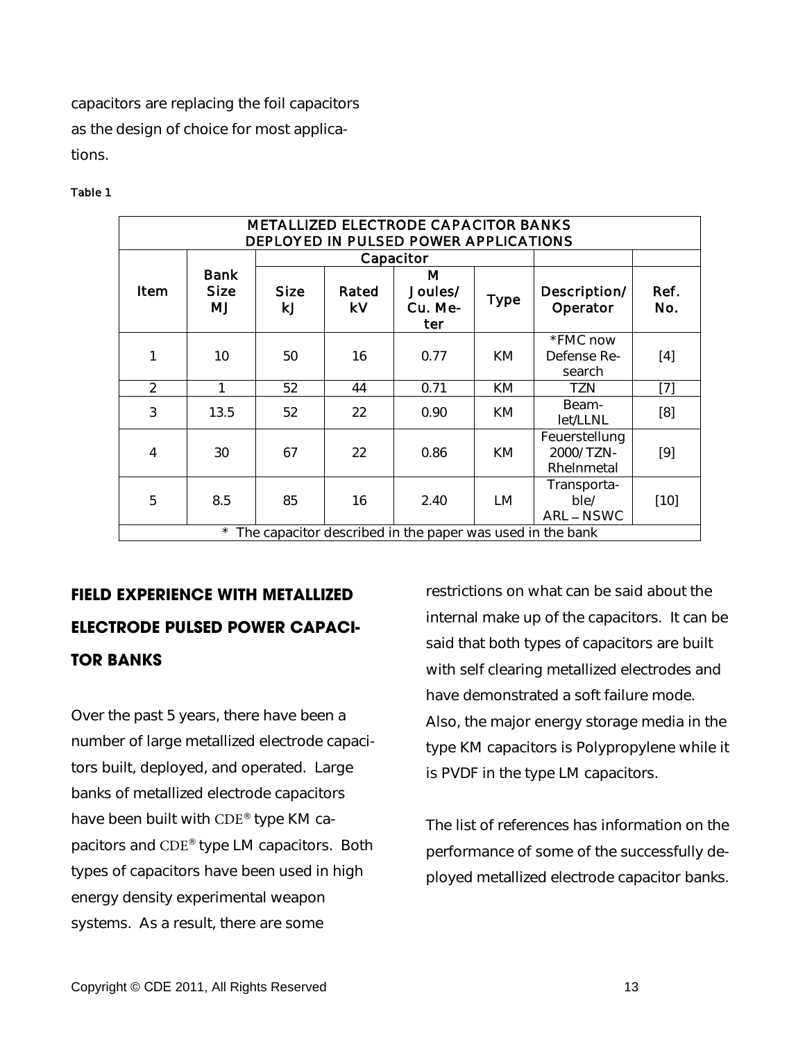capacitors are replacing the foil capacitors as the design of choice for most applications.

Table 1

| METALLIZED ELECTRODE CAPACITOR BANKS DEPLOYED IN PULSED POWER APPLICATIONS | | | | | | | |
|---|---|---|---|---|---|---|---|
| | | Capacitor | | | | | |
| Item | Bank Size MJ | Size kJ | Rated kV | M Joules/ Cu. Meter | Type | Description/ Operator | Ref. No. |
| 1 | 10 | 50 | 16 | 0.77 | KM | *FMC now Defense Research | [4] |
| 2 | 1 | 52 | 44 | 0.71 | KM | TZN | [7] |
| 3 | 13.5 | 52 | 22 | 0.90 | KM | Beamlet/LLNL | [8] |
| 4 | 30 | 67 | 22 | 0.86 | KM | Feuerstellung 2000/TZN-Rhelnmetal | [9] |
| 5 | 8.5 | 85 | 16 | 2.40 | LM | Transportable/ ARL – NSWC | [10] |
| * The capacitor described in the paper was used in the bank | | | | | | | |

## FIELD EXPERIENCE WITH METALLIZED ELECTRODE PULSED POWER CAPACITOR BANKS

Over the past 5 years, there have been a number of large metallized electrode capacitors built, deployed, and operated. Large banks of metallized electrode capacitors have been built with CDE® type KM capacitors and CDE® type LM capacitors. Both types of capacitors have been used in high energy density experimental weapon systems. As a result, there are some restrictions on what can be said about the internal make up of the capacitors. It can be said that both types of capacitors are built with self clearing metallized electrodes and have demonstrated a soft failure mode. Also, the major energy storage media in the type KM capacitors is Polypropylene while it is PVDF in the type LM capacitors.

The list of references has information on the performance of some of the successfully deployed metallized electrode capacitor banks.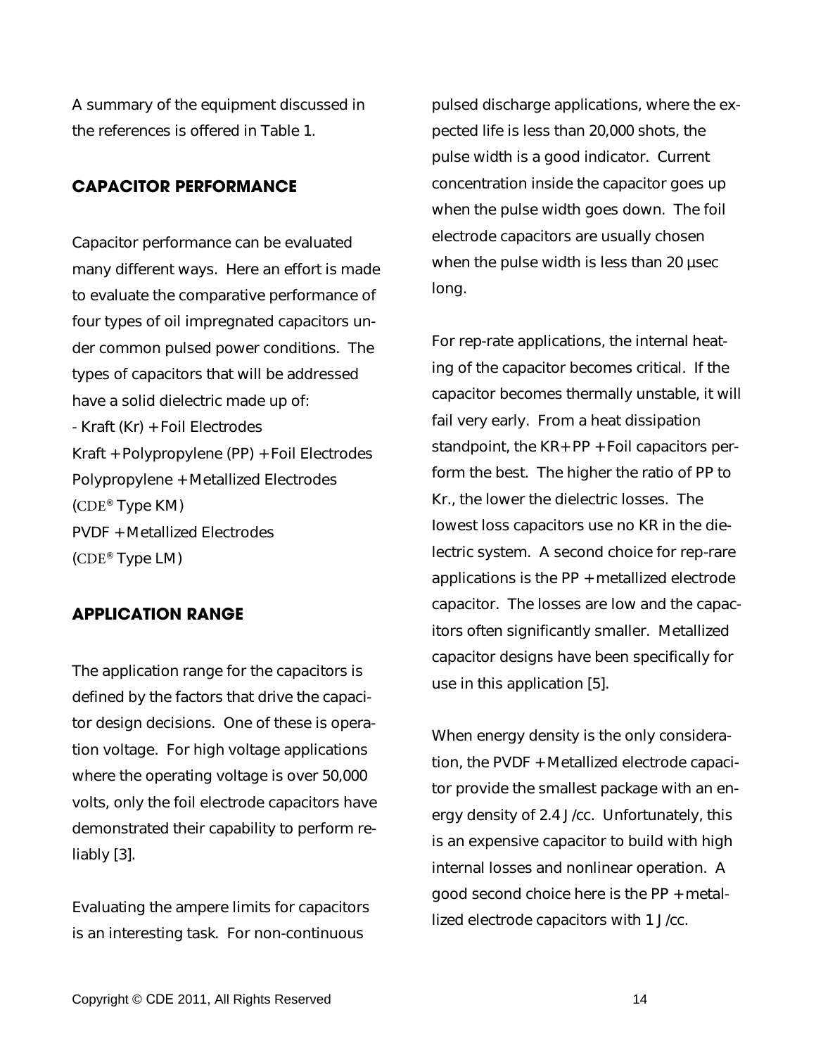A summary of the equipment discussed in the references is offered in Table 1.

## CAPACITOR PERFORMANCE

Capacitor performance can be evaluated many different ways. Here an effort is made to evaluate the comparative performance of four types of oil impregnated capacitors under common pulsed power conditions. The types of capacitors that will be addressed have a solid dielectric made up of:

- Kraft (Kr) + Foil Electrodes

Kraft + Polypropylene (PP) + Foil Electrodes

Polypropylene + Metallized Electrodes (CDE® Type KM)

PVDF + Metallized Electrodes (CDE® Type LM)

## APPLICATION RANGE

The application range for the capacitors is defined by the factors that drive the capacitor design decisions. One of these is operation voltage. For high voltage applications where the operating voltage is over 50,000 volts, only the foil electrode capacitors have demonstrated their capability to perform reliably [3].

Evaluating the ampere limits for capacitors is an interesting task. For non-continuous pulsed discharge applications, where the expected life is less than 20,000 shots, the pulse width is a good indicator. Current concentration inside the capacitor goes up when the pulse width goes down. The foil electrode capacitors are usually chosen when the pulse width is less than 20 μsec long.

For rep-rate applications, the internal heating of the capacitor becomes critical. If the capacitor becomes thermally unstable, it will fail very early. From a heat dissipation standpoint, the KR+ PP + Foil capacitors perform the best. The higher the ratio of PP to Kr., the lower the dielectric losses. The lowest loss capacitors use no KR in the dielectric system. A second choice for rep-rare applications is the PP + metallized electrode capacitor. The losses are low and the capacitors often significantly smaller. Metallized capacitor designs have been specifically for use in this application [5].

When energy density is the only consideration, the PVDF + Metallized electrode capacitor provide the smallest package with an energy density of 2.4 J/cc. Unfortunately, this is an expensive capacitor to build with high internal losses and nonlinear operation. A good second choice here is the PP + metallized electrode capacitors with 1 J/cc.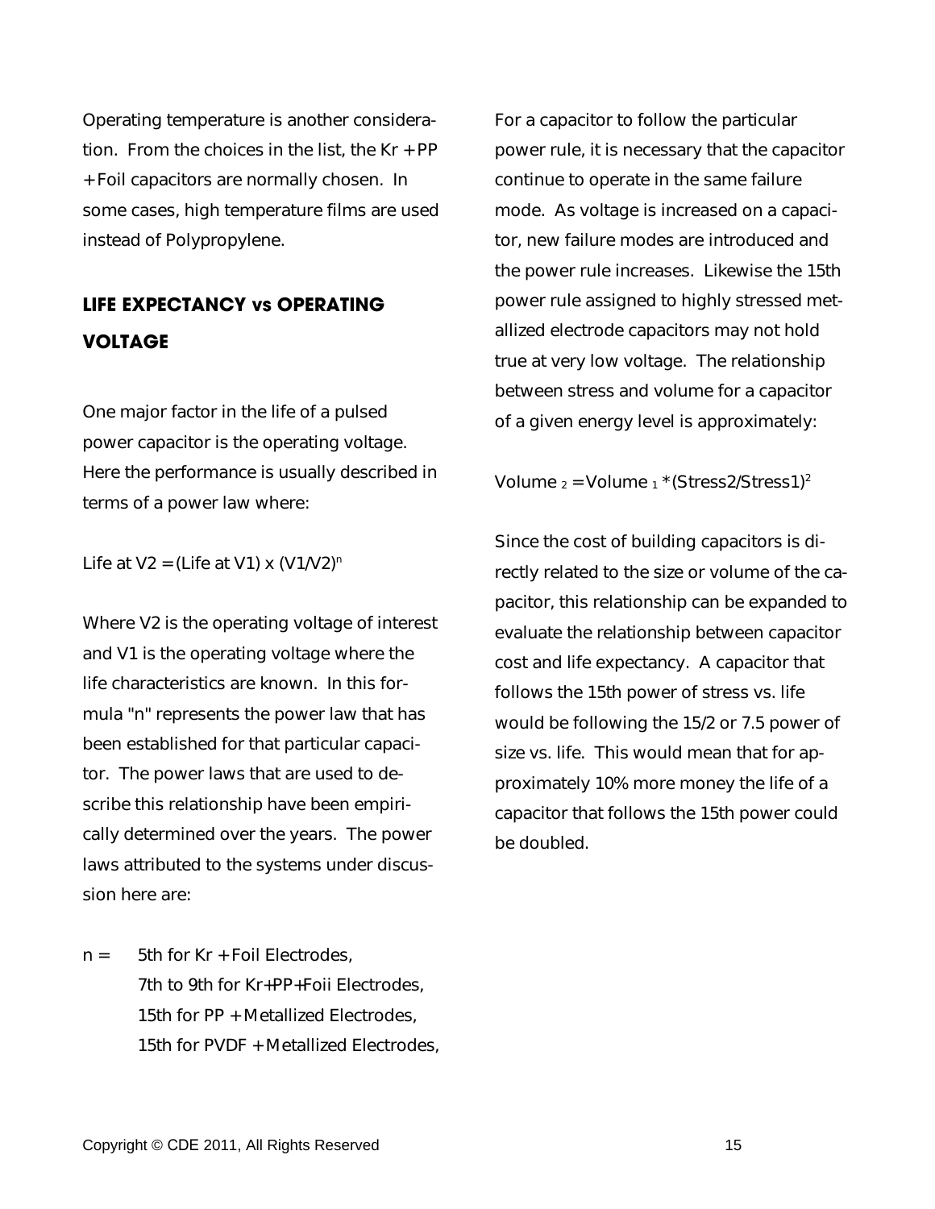Operating temperature is another consideration. From the choices in the list, the Kr + PP + Foil capacitors are normally chosen. In some cases, high temperature films are used instead of Polypropylene.

## LIFE EXPECTANCY vs OPERATING VOLTAGE

One major factor in the life of a pulsed power capacitor is the operating voltage. Here the performance is usually described in terms of a power law where:

Life at V2 = (Life at V1) x $(V1/V2)^n$

Where V2 is the operating voltage of interest and V1 is the operating voltage where the life characteristics are known. In this formula "n" represents the power law that has been established for that particular capacitor. The power laws that are used to describe this relationship have been empirically determined over the years. The power laws attributed to the systems under discussion here are:

n = 5th for Kr + Foil Electrodes,
7th to 9th for Kr+PP+Foii Electrodes,
15th for PP + Metallized Electrodes,
15th for PVDF + Metallized Electrodes,

For a capacitor to follow the particular power rule, it is necessary that the capacitor continue to operate in the same failure mode. As voltage is increased on a capacitor, new failure modes are introduced and the power rule increases. Likewise the 15th power rule assigned to highly stressed metallized electrode capacitors may not hold true at very low voltage. The relationship between stress and volume for a capacitor of a given energy level is approximately:

$\text{Volume}_2 = \text{Volume}_1 * (\text{Stress2}/\text{Stress1})^2$

Since the cost of building capacitors is directly related to the size or volume of the capacitor, this relationship can be expanded to evaluate the relationship between capacitor cost and life expectancy. A capacitor that follows the 15th power of stress vs. life would be following the 15/2 or 7.5 power of size vs. life. This would mean that for approximately 10% more money the life of a capacitor that follows the 15th power could be doubled.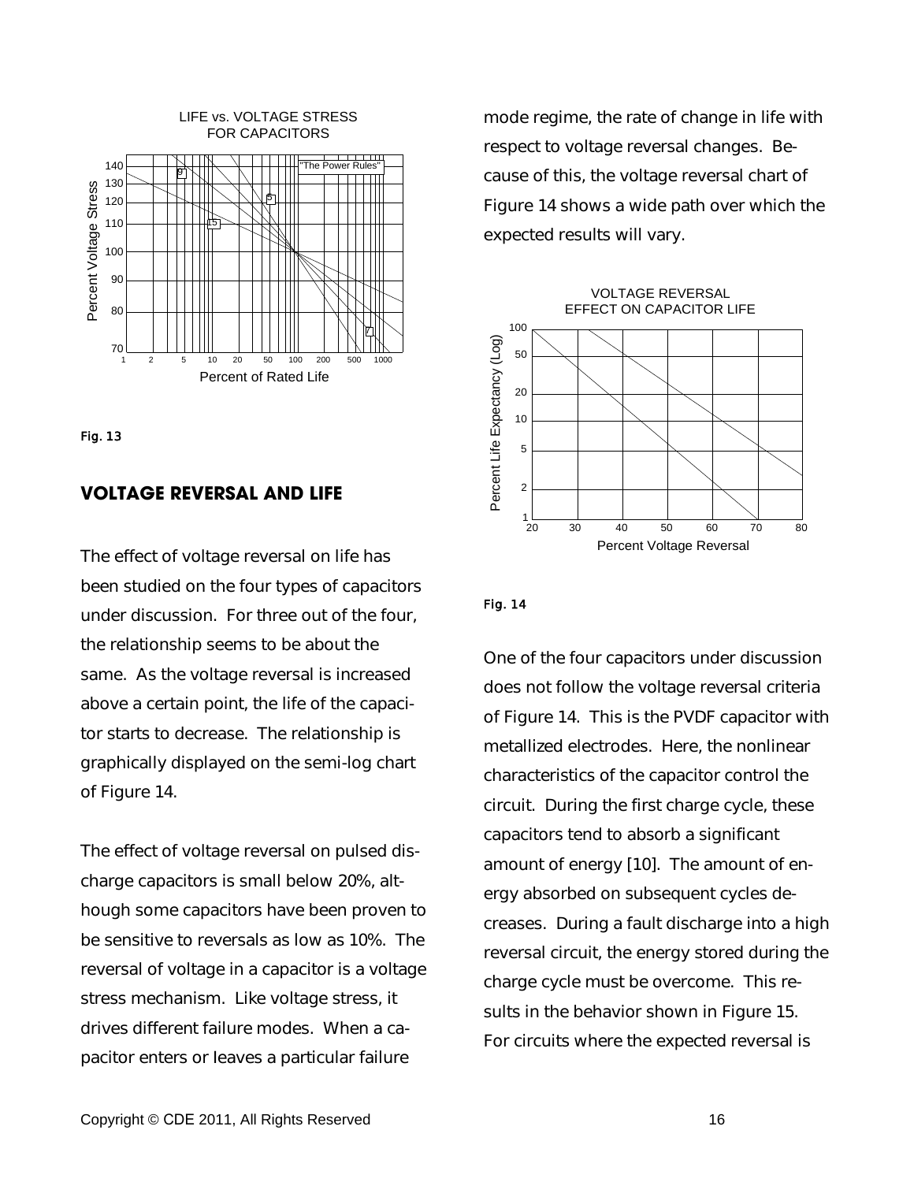Fig. 13

## VOLTAGE REVERSAL AND LIFE

The effect of voltage reversal on life has been studied on the four types of capacitors under discussion. For three out of the four, the relationship seems to be about the same. As the voltage reversal is increased above a certain point, the life of the capacitor starts to decrease. The relationship is graphically displayed on the semi-log chart of Figure 14.

The effect of voltage reversal on pulsed discharge capacitors is small below 20%, although some capacitors have been proven to be sensitive to reversals as low as 10%. The reversal of voltage in a capacitor is a voltage stress mechanism. Like voltage stress, it drives different failure modes. When a capacitor enters or leaves a particular failure mode regime, the rate of change in life with respect to voltage reversal changes. Because of this, the voltage reversal chart of Figure 14 shows a wide path over which the expected results will vary.

Fig. 14

One of the four capacitors under discussion does not follow the voltage reversal criteria of Figure 14. This is the PVDF capacitor with metallized electrodes. Here, the nonlinear characteristics of the capacitor control the circuit. During the first charge cycle, these capacitors tend to absorb a significant amount of energy [10]. The amount of energy absorbed on subsequent cycles decreases. During a fault discharge into a high reversal circuit, the energy stored during the charge cycle must be overcome. This results in the behavior shown in Figure 15. For circuits where the expected reversal is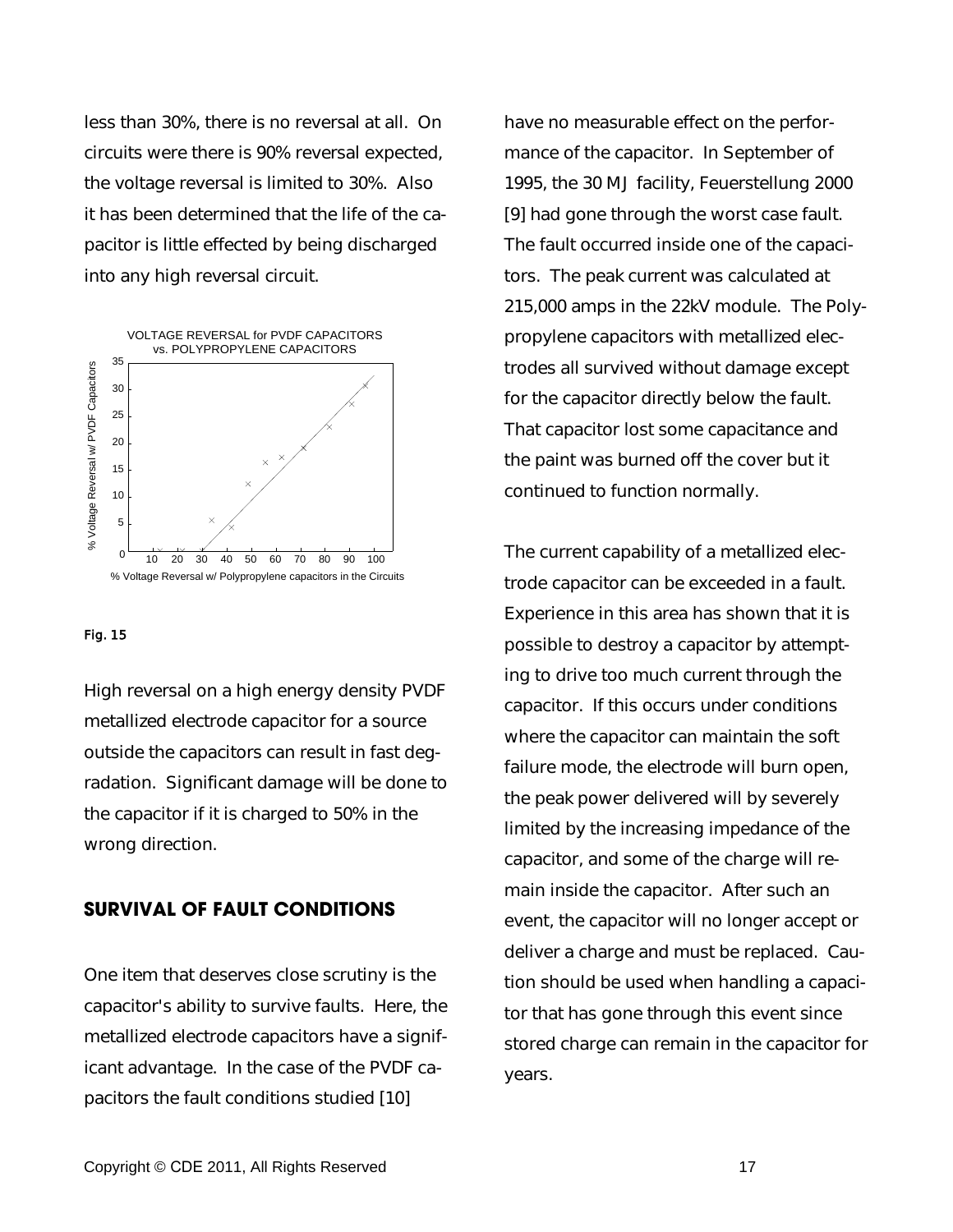less than 30%, there is no reversal at all. On circuits were there is 90% reversal expected, the voltage reversal is limited to 30%. Also it has been determined that the life of the capacitor is little effected by being discharged into any high reversal circuit.

Fig. 15

High reversal on a high energy density PVDF metallized electrode capacitor for a source outside the capacitors can result in fast degradation. Significant damage will be done to the capacitor if it is charged to 50% in the wrong direction.

## SURVIVAL OF FAULT CONDITIONS

One item that deserves close scrutiny is the capacitor's ability to survive faults. Here, the metallized electrode capacitors have a significant advantage. In the case of the PVDF capacitors the fault conditions studied [10] have no measurable effect on the performance of the capacitor. In September of 1995, the 30 MJ facility, Feuerstellung 2000 [9] had gone through the worst case fault. The fault occurred inside one of the capacitors. The peak current was calculated at 215,000 amps in the 22kV module. The Polypropylene capacitors with metallized electrodes all survived without damage except for the capacitor directly below the fault. That capacitor lost some capacitance and the paint was burned off the cover but it continued to function normally.

The current capability of a metallized electrode capacitor can be exceeded in a fault. Experience in this area has shown that it is possible to destroy a capacitor by attempting to drive too much current through the capacitor. If this occurs under conditions where the capacitor can maintain the soft failure mode, the electrode will burn open, the peak power delivered will by severely limited by the increasing impedance of the capacitor, and some of the charge will remain inside the capacitor. After such an event, the capacitor will no longer accept or deliver a charge and must be replaced. Caution should be used when handling a capacitor that has gone through this event since stored charge can remain in the capacitor for years.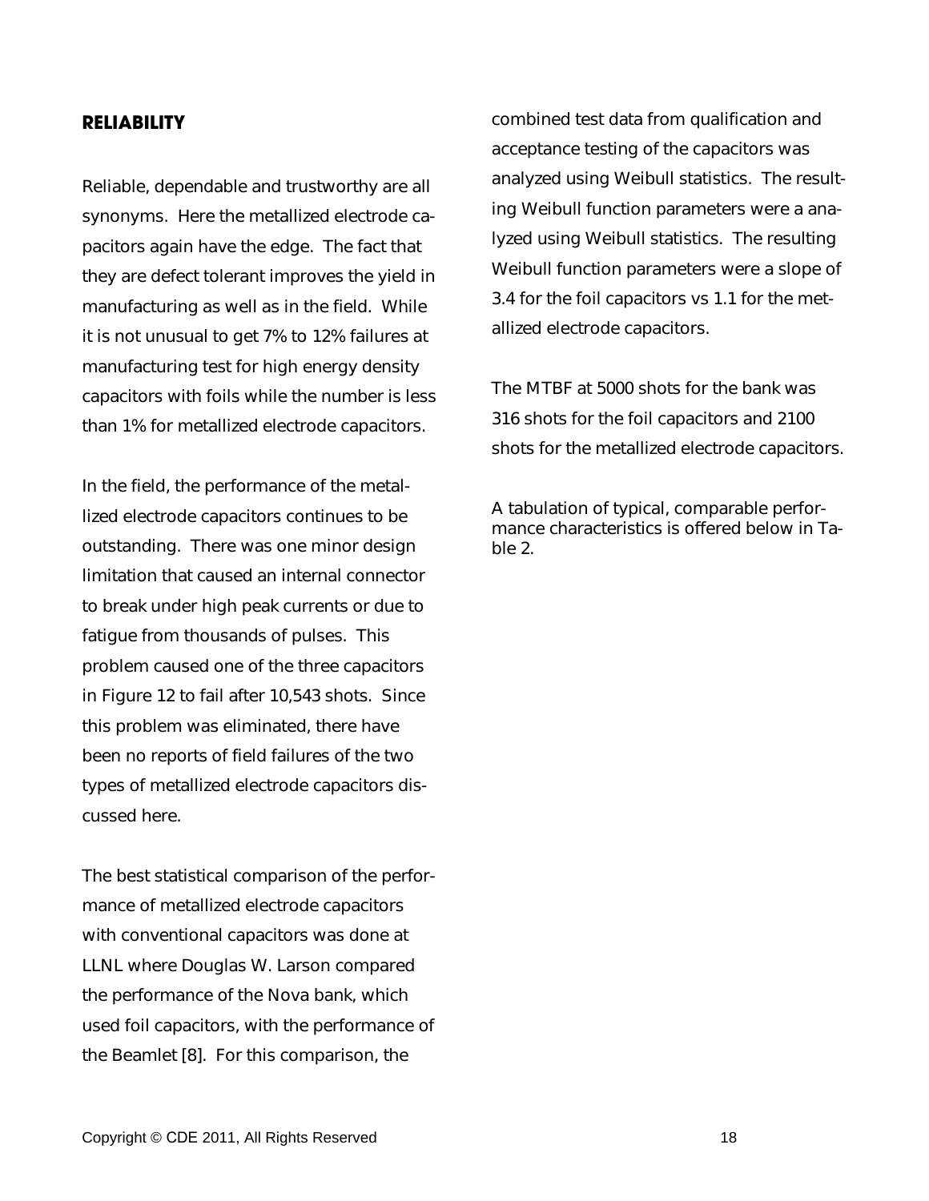## RELIABILITY

Reliable, dependable and trustworthy are all synonyms. Here the metallized electrode capacitors again have the edge. The fact that they are defect tolerant improves the yield in manufacturing as well as in the field. While it is not unusual to get 7% to 12% failures at manufacturing test for high energy density capacitors with foils while the number is less than 1% for metallized electrode capacitors.

In the field, the performance of the metallized electrode capacitors continues to be outstanding. There was one minor design limitation that caused an internal connector to break under high peak currents or due to fatigue from thousands of pulses. This problem caused one of the three capacitors in Figure 12 to fail after 10,543 shots. Since this problem was eliminated, there have been no reports of field failures of the two types of metallized electrode capacitors discussed here.

The best statistical comparison of the performance of metallized electrode capacitors with conventional capacitors was done at LLNL where Douglas W. Larson compared the performance of the Nova bank, which used foil capacitors, with the performance of the Beamlet [8]. For this comparison, the combined test data from qualification and acceptance testing of the capacitors was analyzed using Weibull statistics. The resulting Weibull function parameters were a analyzed using Weibull statistics. The resulting Weibull function parameters were a slope of 3.4 for the foil capacitors vs 1.1 for the metallized electrode capacitors.

The MTBF at 5000 shots for the bank was 316 shots for the foil capacitors and 2100 shots for the metallized electrode capacitors.

A tabulation of typical, comparable performance characteristics is offered below in Table 2.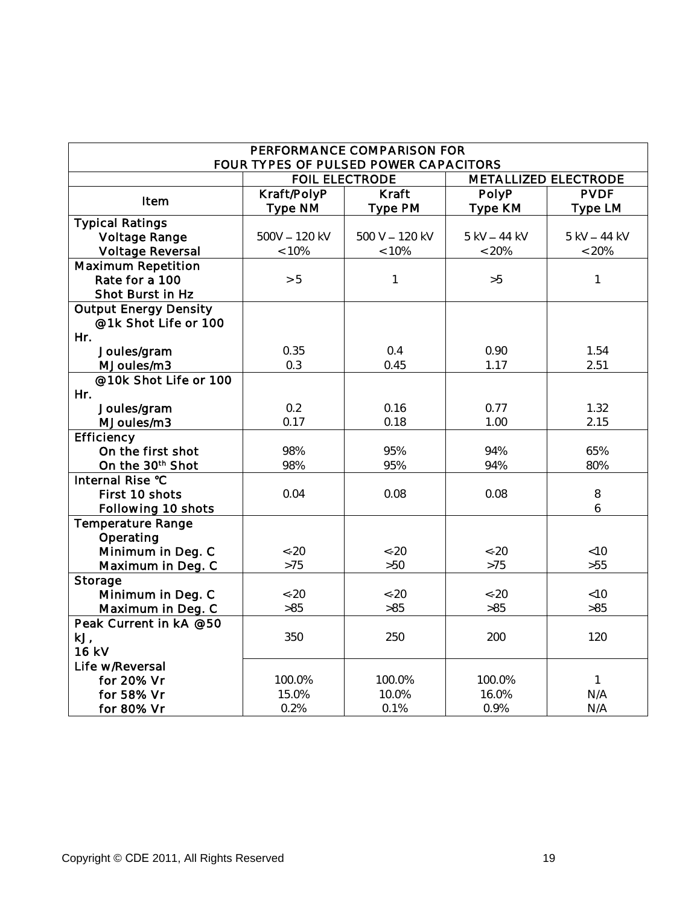| PERFORMANCE COMPARISON FOR FOUR TYPES OF PULSED POWER CAPACITORS | | | | |
|---|---|---|---|---|
| | FOIL ELECTRODE | | METALLIZED ELECTRODE | |
| Item | Kraft/PolyP Type NM | Kraft Type PM | PolyP Type KM | PVDF Type LM |
| Typical Ratings | | | | |
| Voltage Range | 500V – 120 kV | 500 V – 120 kV | 5 kV – 44 kV | 5 kV – 44 kV |
| Voltage Reversal | < 10% | < 10% | < 20% | < 20% |
| Maximum Repetition Rate for a 100 Shot Burst in Hz | > 5 | 1 | >5 | 1 |
| Output Energy Density @1k Shot Life or 100 Hr. | | | | |
| Joules/gram | 0.35 | 0.4 | 0.90 | 1.54 |
| MJoules/m3 | 0.3 | 0.45 | 1.17 | 2.51 |
| @10k Shot Life or 100 Hr. | | | | |
| Joules/gram | 0.2 | 0.16 | 0.77 | 1.32 |
| MJoules/m3 | 0.17 | 0.18 | 1.00 | 2.15 |
| Efficiency | | | | |
| On the first shot | 98% | 95% | 94% | 65% |
| On the 30th Shot | 98% | 95% | 94% | 80% |
| Internal Rise °C | | | | |
| First 10 shots | 0.04 | 0.08 | 0.08 | 8 |
| Following 10 shots | | | | 6 |
| Temperature Range | | | | |
| Operating | | | | |
| Minimum in Deg. C | <-20 | <-20 | <-20 | <10 |
| Maximum in Deg. C | >75 | >50 | >75 | >55 |
| Storage | | | | |
| Minimum in Deg. C | <-20 | <-20 | <-20 | <10 |
| Maximum in Deg. C | >85 | >85 | >85 | >85 |
| Peak Current in kA @50 kJ, 16 kV | 350 | 250 | 200 | 120 |
| Life w/Reversal | | | | |
| for 20% Vr | 100.0% | 100.0% | 100.0% | 1 |
| for 58% Vr | 15.0% | 10.0% | 16.0% | N/A |
| for 80% Vr | 0.2% | 0.1% | 0.9% | N/A |

Copyright © CDE 2011, All Rights Reserved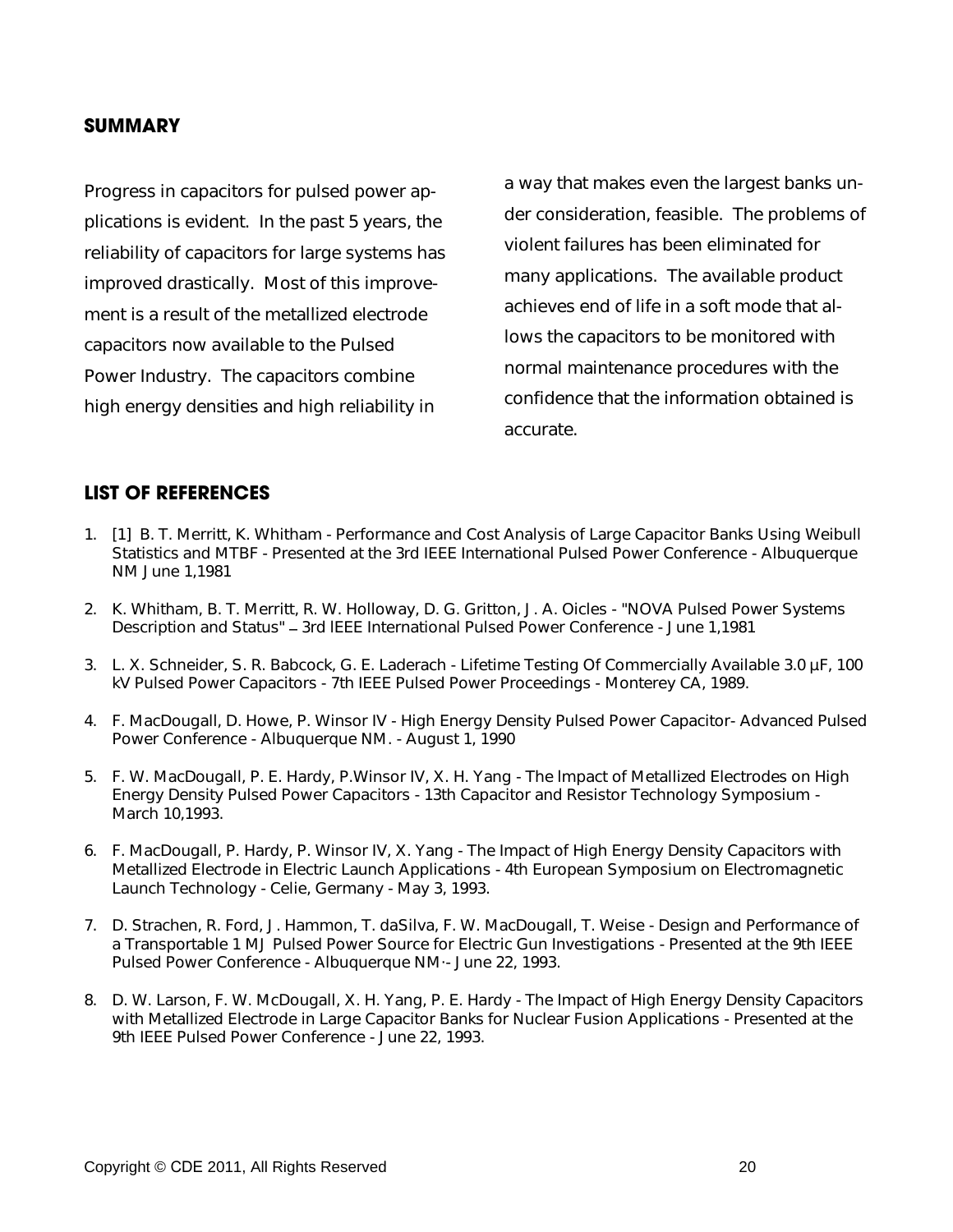## SUMMARY

Progress in capacitors for pulsed power applications is evident. In the past 5 years, the reliability of capacitors for large systems has improved drastically. Most of this improvement is a result of the metallized electrode capacitors now available to the Pulsed Power Industry. The capacitors combine high energy densities and high reliability in a way that makes even the largest banks under consideration, feasible. The problems of violent failures has been eliminated for many applications. The available product achieves end of life in a soft mode that allows the capacitors to be monitored with normal maintenance procedures with the confidence that the information obtained is accurate.

## LIST OF REFERENCES

1. [1] B. T. Merritt, K. Whitham - Performance and Cost Analysis of Large Capacitor Banks Using Weibull Statistics and MTBF - Presented at the 3rd IEEE International Pulsed Power Conference - Albuquerque NM June 1,1981
2. K. Whitham, B. T. Merritt, R. W. Holloway, D. G. Gritton, J. A. Oicles - "NOVA Pulsed Power Systems Description and Status" – 3rd IEEE International Pulsed Power Conference - June 1,1981
3. L. X. Schneider, S. R. Babcock, G. E. Laderach - Lifetime Testing Of Commercially Available 3.0 µF, 100 kV Pulsed Power Capacitors - 7th IEEE Pulsed Power Proceedings - Monterey CA, 1989.
4. F. MacDougall, D. Howe, P. Winsor IV - High Energy Density Pulsed Power Capacitor- Advanced Pulsed Power Conference - Albuquerque NM. - August 1, 1990
5. F. W. MacDougall, P. E. Hardy, P.Winsor IV, X. H. Yang - The lmpact of Metallized Electrodes on High Energy Density Pulsed Power Capacitors - 13th Capacitor and Resistor Technology Symposium - March 10,1993.
6. F. MacDougall, P. Hardy, P. Winsor IV, X. Yang - The Impact of High Energy Density Capacitors with Metallized Electrode in Electric Launch Applications - 4th European Symposium on Electromagnetic Launch Technology - Celie, Germany - May 3, 1993.
7. D. Strachen, R. Ford, J. Hammon, T. daSilva, F. W. MacDougall, T. Weise - Design and Performance of a Transportable 1 MJ Pulsed Power Source for Electric Gun Investigations - Presented at the 9th IEEE Pulsed Power Conference - Albuquerque NM·- June 22, 1993.
8. D. W. Larson, F. W. McDougall, X. H. Yang, P. E. Hardy - The Impact of High Energy Density Capacitors with Metallized Electrode in Large Capacitor Banks for Nuclear Fusion Applications - Presented at the 9th IEEE Pulsed Power Conference - June 22, 1993.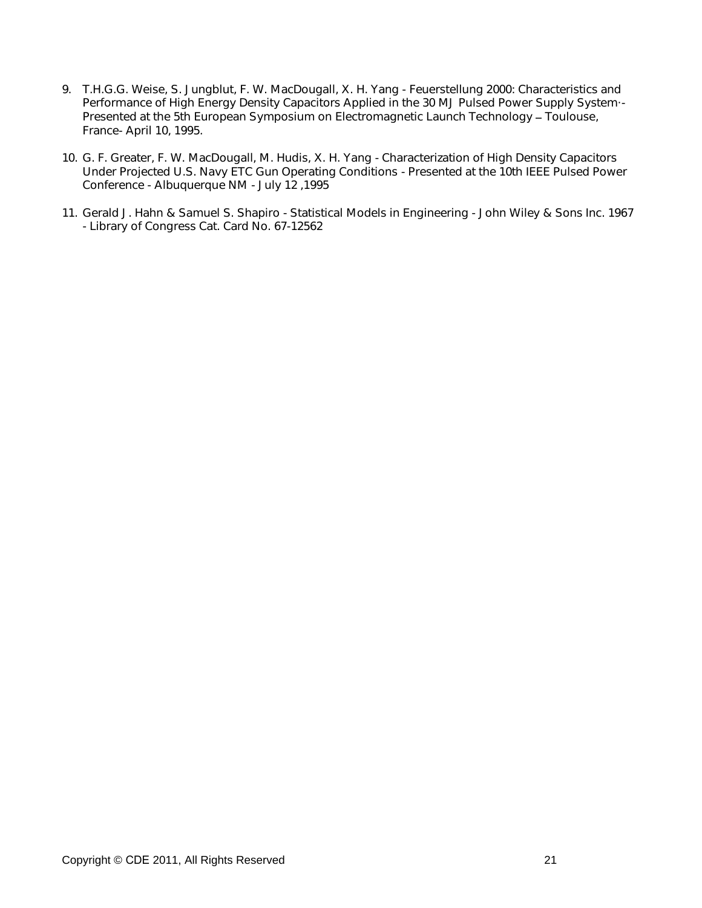9. T.H.G.G. Weise, S. Jungblut, F. W. MacDougall, X. H. Yang - Feuerstellung 2000: Characteristics and Performance of High Energy Density Capacitors Applied in the 30 MJ Pulsed Power Supply System·- Presented at the 5th European Symposium on Electromagnetic Launch Technology – Toulouse, France- April 10, 1995.

10. G. F. Greater, F. W. MacDougall, M. Hudis, X. H. Yang - Characterization of High Density Capacitors Under Projected U.S. Navy ETC Gun Operating Conditions - Presented at the 10th IEEE Pulsed Power Conference - Albuquerque NM - July 12 ,1995

11. Gerald J. Hahn & Samuel S. Shapiro - Statistical Models in Engineering - John Wiley & Sons Inc. 1967 - Library of Congress Cat. Card No. 67-12562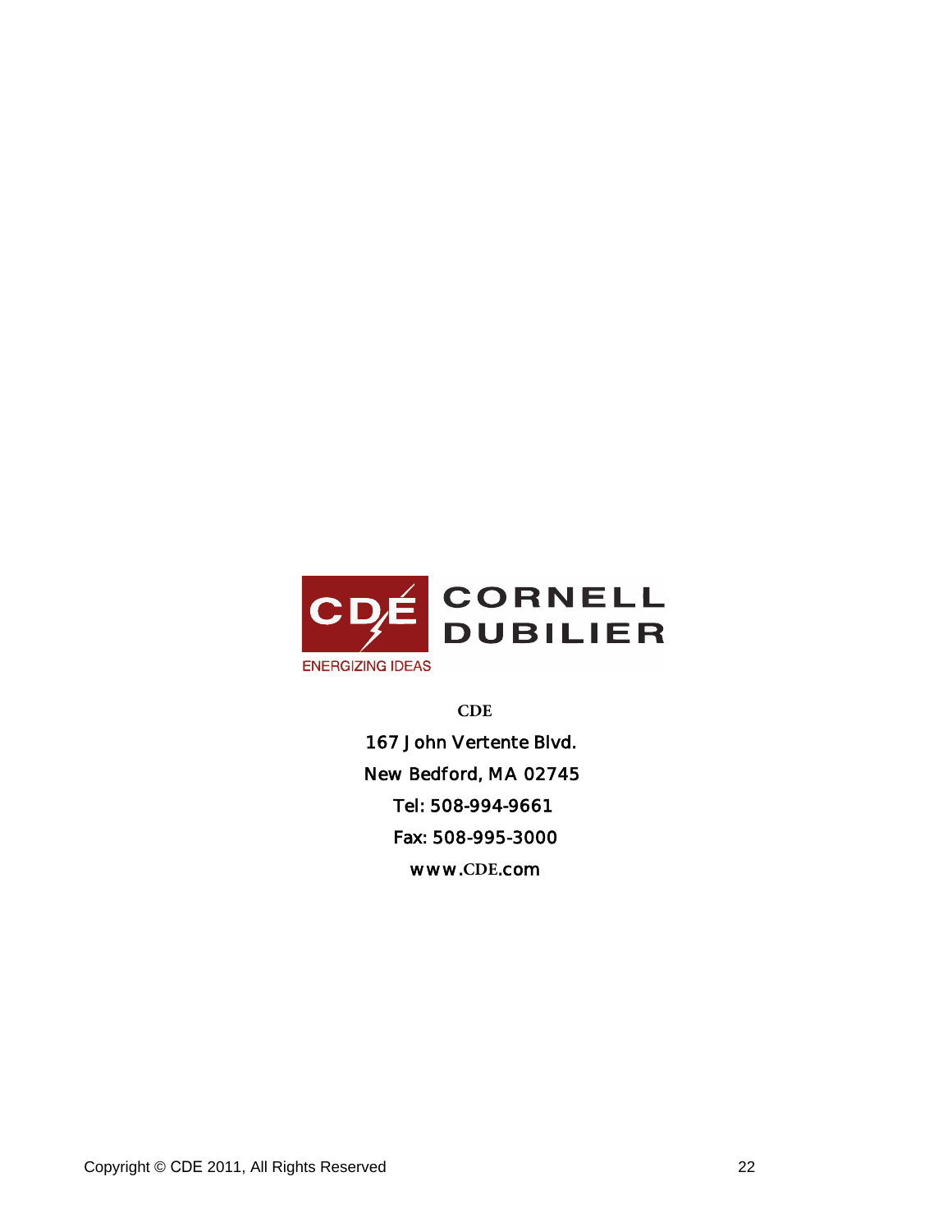CDE

CORNELL DUBILIER

ENERGIZING IDEAS

**CDE**

167 John Vertente Blvd.

New Bedford, MA 02745

Tel: 508-994-9661

Fax: 508-995-3000

www.CDE.com

Copyright © CDE 2011, All Rights Reserved